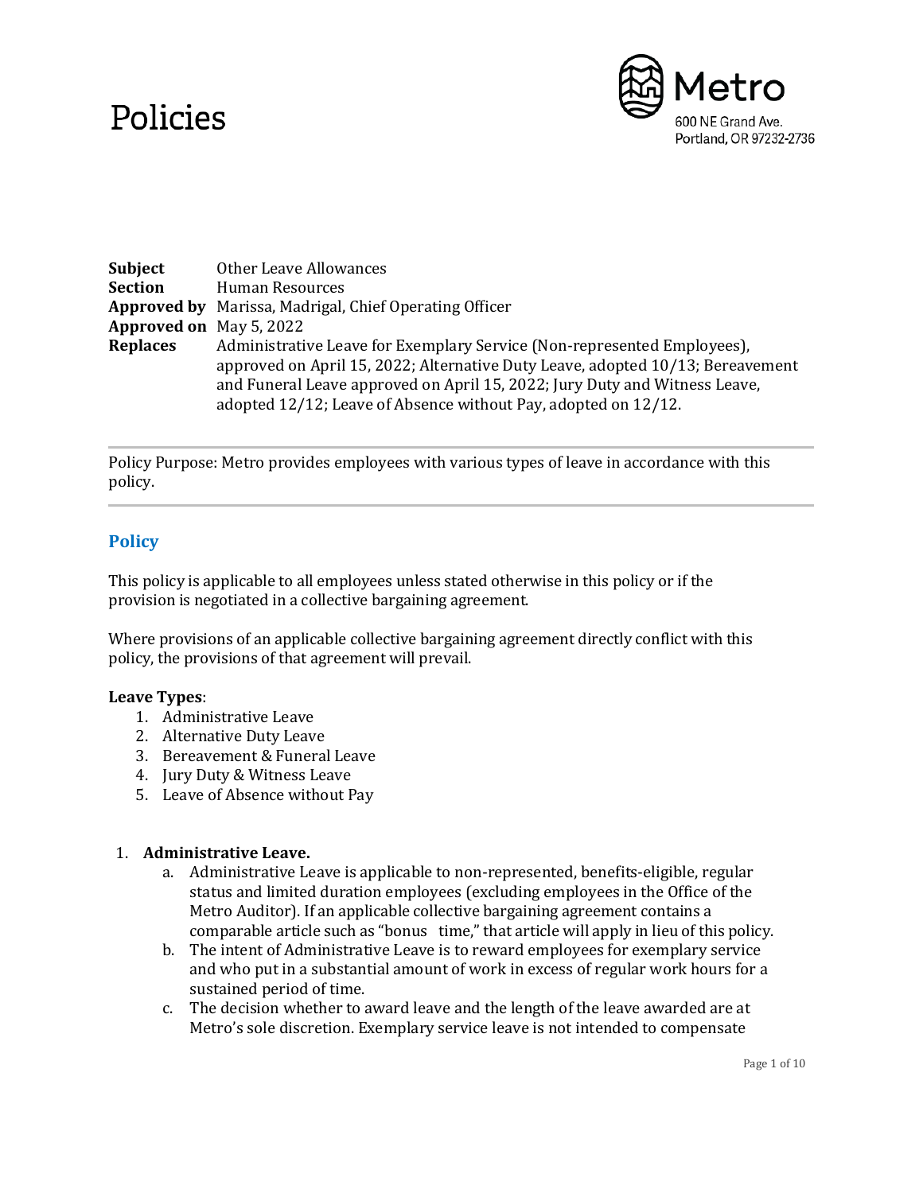# Policies

**Metro**
600 NE Grand Ave.
Portland, OR 97232-2736

**Subject** Other Leave Allowances
**Section** Human Resources
**Approved by** Marissa, Madrigal, Chief Operating Officer
**Approved on** May 5, 2022
**Replaces** Administrative Leave for Exemplary Service (Non-represented Employees), approved on April 15, 2022; Alternative Duty Leave, adopted 10/13; Bereavement and Funeral Leave approved on April 15, 2022; Jury Duty and Witness Leave, adopted 12/12; Leave of Absence without Pay, adopted on 12/12.

---

Policy Purpose: Metro provides employees with various types of leave in accordance with this policy.

---

## Policy

This policy is applicable to all employees unless stated otherwise in this policy or if the provision is negotiated in a collective bargaining agreement.

Where provisions of an applicable collective bargaining agreement directly conflict with this policy, the provisions of that agreement will prevail.

**Leave Types**:

1. Administrative Leave
2. Alternative Duty Leave
3. Bereavement & Funeral Leave
4. Jury Duty & Witness Leave
5. Leave of Absence without Pay

1. **Administrative Leave.**
    a. Administrative Leave is applicable to non-represented, benefits-eligible, regular status and limited duration employees (excluding employees in the Office of the Metro Auditor). If an applicable collective bargaining agreement contains a comparable article such as "bonus time," that article will apply in lieu of this policy.
    b. The intent of Administrative Leave is to reward employees for exemplary service and who put in a substantial amount of work in excess of regular work hours for a sustained period of time.
    c. The decision whether to award leave and the length of the leave awarded are at Metro's sole discretion. Exemplary service leave is not intended to compensate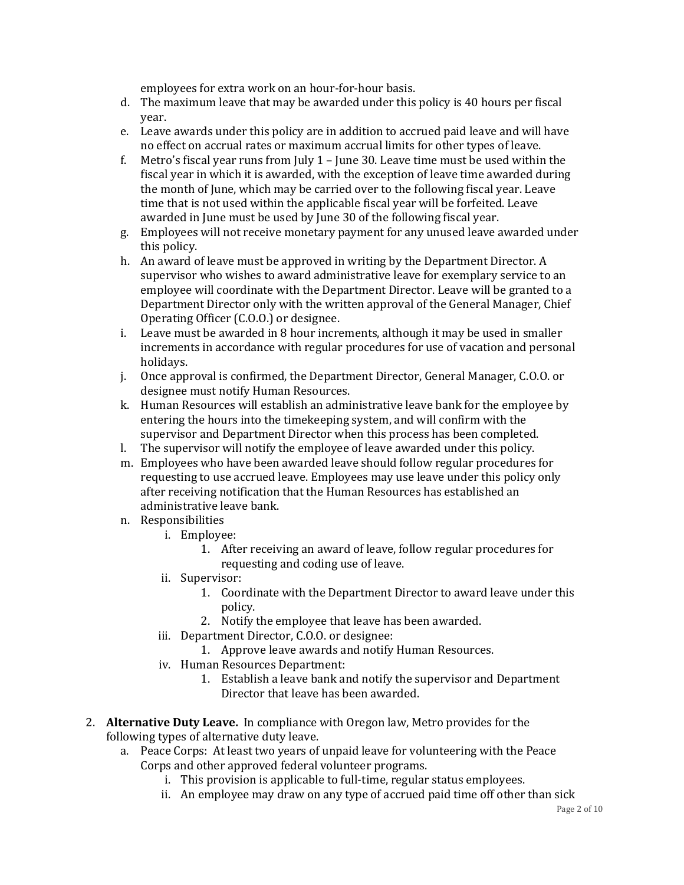employees for extra work on an hour-for-hour basis.

d. The maximum leave that may be awarded under this policy is 40 hours per fiscal year.
e. Leave awards under this policy are in addition to accrued paid leave and will have no effect on accrual rates or maximum accrual limits for other types of leave.
f. Metro's fiscal year runs from July 1 – June 30. Leave time must be used within the fiscal year in which it is awarded, with the exception of leave time awarded during the month of June, which may be carried over to the following fiscal year. Leave time that is not used within the applicable fiscal year will be forfeited. Leave awarded in June must be used by June 30 of the following fiscal year.
g. Employees will not receive monetary payment for any unused leave awarded under this policy.
h. An award of leave must be approved in writing by the Department Director. A supervisor who wishes to award administrative leave for exemplary service to an employee will coordinate with the Department Director. Leave will be granted to a Department Director only with the written approval of the General Manager, Chief Operating Officer (C.O.O.) or designee.
i. Leave must be awarded in 8 hour increments, although it may be used in smaller increments in accordance with regular procedures for use of vacation and personal holidays.
j. Once approval is confirmed, the Department Director, General Manager, C.O.O. or designee must notify Human Resources.
k. Human Resources will establish an administrative leave bank for the employee by entering the hours into the timekeeping system, and will confirm with the supervisor and Department Director when this process has been completed.
l. The supervisor will notify the employee of leave awarded under this policy.
m. Employees who have been awarded leave should follow regular procedures for requesting to use accrued leave. Employees may use leave under this policy only after receiving notification that the Human Resources has established an administrative leave bank.
n. Responsibilities
    i. Employee:
        1. After receiving an award of leave, follow regular procedures for requesting and coding use of leave.
    ii. Supervisor:
        1. Coordinate with the Department Director to award leave under this policy.
        2. Notify the employee that leave has been awarded.
    iii. Department Director, C.O.O. or designee:
        1. Approve leave awards and notify Human Resources.
    iv. Human Resources Department:
        1. Establish a leave bank and notify the supervisor and Department Director that leave has been awarded.

2. **Alternative Duty Leave.** In compliance with Oregon law, Metro provides for the following types of alternative duty leave.
    a. Peace Corps: At least two years of unpaid leave for volunteering with the Peace Corps and other approved federal volunteer programs.
        i. This provision is applicable to full-time, regular status employees.
        ii. An employee may draw on any type of accrued paid time off other than sick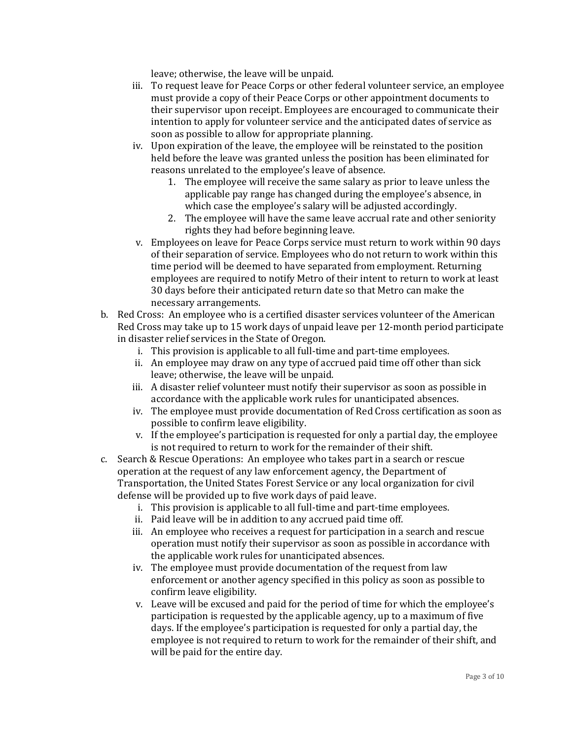leave; otherwise, the leave will be unpaid.

  iii. To request leave for Peace Corps or other federal volunteer service, an employee must provide a copy of their Peace Corps or other appointment documents to their supervisor upon receipt. Employees are encouraged to communicate their intention to apply for volunteer service and the anticipated dates of service as soon as possible to allow for appropriate planning.
  iv. Upon expiration of the leave, the employee will be reinstated to the position held before the leave was granted unless the position has been eliminated for reasons unrelated to the employee's leave of absence.
      1. The employee will receive the same salary as prior to leave unless the applicable pay range has changed during the employee's absence, in which case the employee's salary will be adjusted accordingly.
      2. The employee will have the same leave accrual rate and other seniority rights they had before beginning leave.
  v. Employees on leave for Peace Corps service must return to work within 90 days of their separation of service. Employees who do not return to work within this time period will be deemed to have separated from employment. Returning employees are required to notify Metro of their intent to return to work at least 30 days before their anticipated return date so that Metro can make the necessary arrangements.

b. Red Cross: An employee who is a certified disaster services volunteer of the American Red Cross may take up to 15 work days of unpaid leave per 12-month period participate in disaster relief services in the State of Oregon.
  i. This provision is applicable to all full-time and part-time employees.
  ii. An employee may draw on any type of accrued paid time off other than sick leave; otherwise, the leave will be unpaid.
  iii. A disaster relief volunteer must notify their supervisor as soon as possible in accordance with the applicable work rules for unanticipated absences.
  iv. The employee must provide documentation of Red Cross certification as soon as possible to confirm leave eligibility.
  v. If the employee's participation is requested for only a partial day, the employee is not required to return to work for the remainder of their shift.

c. Search & Rescue Operations: An employee who takes part in a search or rescue operation at the request of any law enforcement agency, the Department of Transportation, the United States Forest Service or any local organization for civil defense will be provided up to five work days of paid leave.
  i. This provision is applicable to all full-time and part-time employees.
  ii. Paid leave will be in addition to any accrued paid time off.
  iii. An employee who receives a request for participation in a search and rescue operation must notify their supervisor as soon as possible in accordance with the applicable work rules for unanticipated absences.
  iv. The employee must provide documentation of the request from law enforcement or another agency specified in this policy as soon as possible to confirm leave eligibility.
  v. Leave will be excused and paid for the period of time for which the employee's participation is requested by the applicable agency, up to a maximum of five days. If the employee's participation is requested for only a partial day, the employee is not required to return to work for the remainder of their shift, and will be paid for the entire day.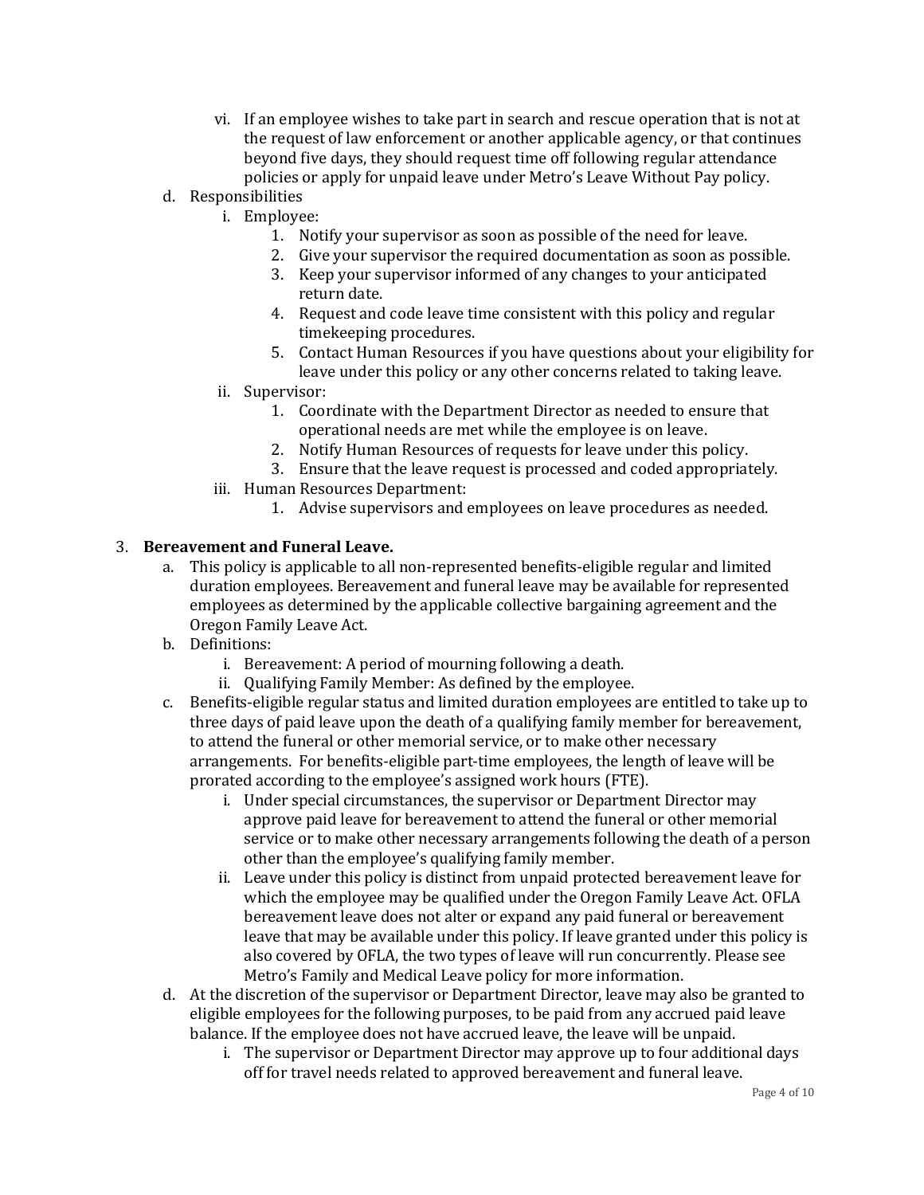vi. If an employee wishes to take part in search and rescue operation that is not at the request of law enforcement or another applicable agency, or that continues beyond five days, they should request time off following regular attendance policies or apply for unpaid leave under Metro's Leave Without Pay policy.

d. Responsibilities
   i. Employee:
      1. Notify your supervisor as soon as possible of the need for leave.
      2. Give your supervisor the required documentation as soon as possible.
      3. Keep your supervisor informed of any changes to your anticipated return date.
      4. Request and code leave time consistent with this policy and regular timekeeping procedures.
      5. Contact Human Resources if you have questions about your eligibility for leave under this policy or any other concerns related to taking leave.
   ii. Supervisor:
      1. Coordinate with the Department Director as needed to ensure that operational needs are met while the employee is on leave.
      2. Notify Human Resources of requests for leave under this policy.
      3. Ensure that the leave request is processed and coded appropriately.
   iii. Human Resources Department:
      1. Advise supervisors and employees on leave procedures as needed.

3. **Bereavement and Funeral Leave.**
   a. This policy is applicable to all non-represented benefits-eligible regular and limited duration employees. Bereavement and funeral leave may be available for represented employees as determined by the applicable collective bargaining agreement and the Oregon Family Leave Act.
   b. Definitions:
      i. Bereavement: A period of mourning following a death.
      ii. Qualifying Family Member: As defined by the employee.
   c. Benefits-eligible regular status and limited duration employees are entitled to take up to three days of paid leave upon the death of a qualifying family member for bereavement, to attend the funeral or other memorial service, or to make other necessary arrangements. For benefits-eligible part-time employees, the length of leave will be prorated according to the employee's assigned work hours (FTE).
      i. Under special circumstances, the supervisor or Department Director may approve paid leave for bereavement to attend the funeral or other memorial service or to make other necessary arrangements following the death of a person other than the employee's qualifying family member.
      ii. Leave under this policy is distinct from unpaid protected bereavement leave for which the employee may be qualified under the Oregon Family Leave Act. OFLA bereavement leave does not alter or expand any paid funeral or bereavement leave that may be available under this policy. If leave granted under this policy is also covered by OFLA, the two types of leave will run concurrently. Please see Metro's Family and Medical Leave policy for more information.
   d. At the discretion of the supervisor or Department Director, leave may also be granted to eligible employees for the following purposes, to be paid from any accrued paid leave balance. If the employee does not have accrued leave, the leave will be unpaid.
      i. The supervisor or Department Director may approve up to four additional days off for travel needs related to approved bereavement and funeral leave.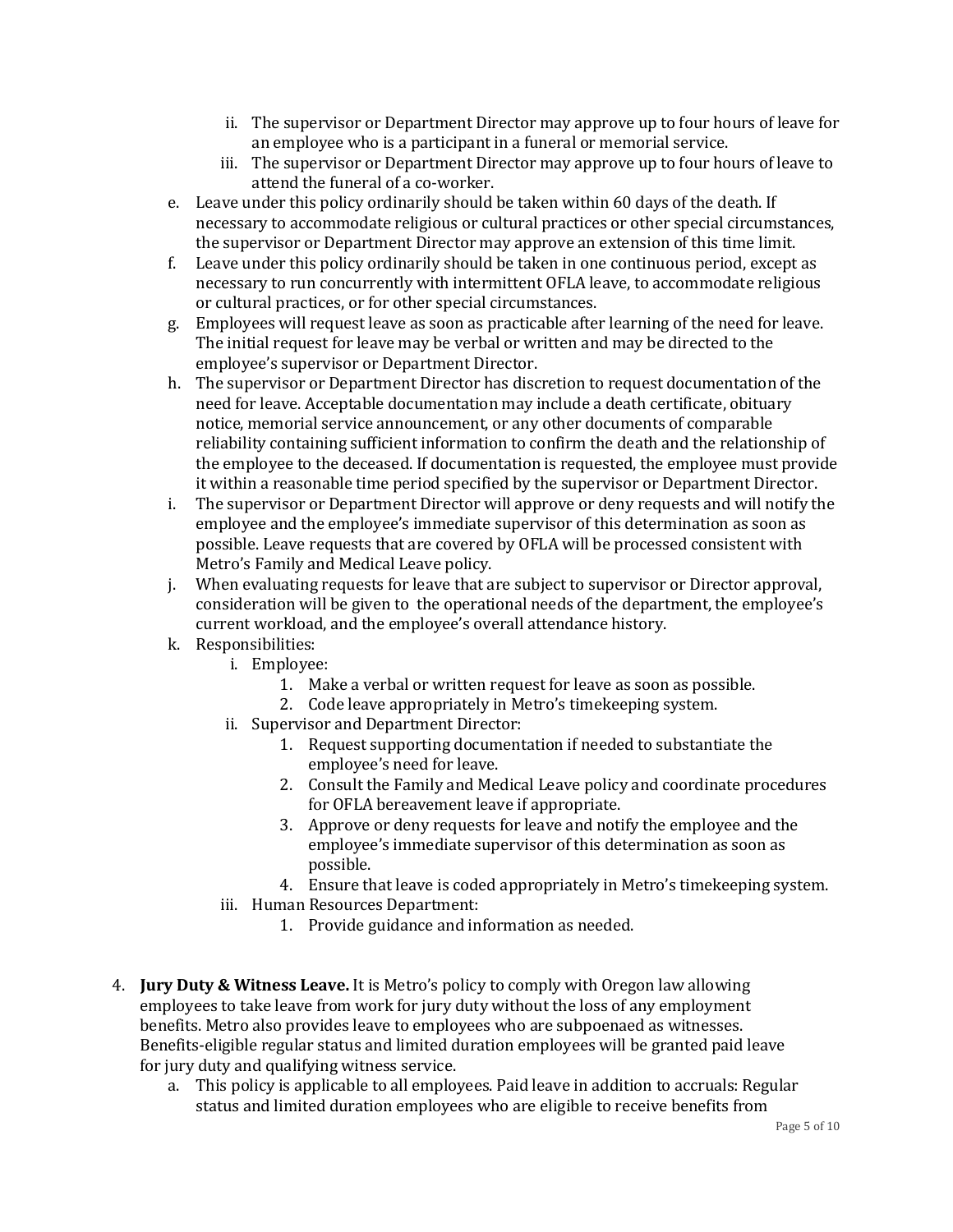ii. The supervisor or Department Director may approve up to four hours of leave for an employee who is a participant in a funeral or memorial service.
   iii. The supervisor or Department Director may approve up to four hours of leave to attend the funeral of a co-worker.

e. Leave under this policy ordinarily should be taken within 60 days of the death. If necessary to accommodate religious or cultural practices or other special circumstances, the supervisor or Department Director may approve an extension of this time limit.

f. Leave under this policy ordinarily should be taken in one continuous period, except as necessary to run concurrently with intermittent OFLA leave, to accommodate religious or cultural practices, or for other special circumstances.

g. Employees will request leave as soon as practicable after learning of the need for leave. The initial request for leave may be verbal or written and may be directed to the employee's supervisor or Department Director.

h. The supervisor or Department Director has discretion to request documentation of the need for leave. Acceptable documentation may include a death certificate, obituary notice, memorial service announcement, or any other documents of comparable reliability containing sufficient information to confirm the death and the relationship of the employee to the deceased. If documentation is requested, the employee must provide it within a reasonable time period specified by the supervisor or Department Director.

i. The supervisor or Department Director will approve or deny requests and will notify the employee and the employee's immediate supervisor of this determination as soon as possible. Leave requests that are covered by OFLA will be processed consistent with Metro's Family and Medical Leave policy.

j. When evaluating requests for leave that are subject to supervisor or Director approval, consideration will be given to the operational needs of the department, the employee's current workload, and the employee's overall attendance history.

k. Responsibilities:
   i. Employee:
      1. Make a verbal or written request for leave as soon as possible.
      2. Code leave appropriately in Metro's timekeeping system.
   ii. Supervisor and Department Director:
      1. Request supporting documentation if needed to substantiate the employee's need for leave.
      2. Consult the Family and Medical Leave policy and coordinate procedures for OFLA bereavement leave if appropriate.
      3. Approve or deny requests for leave and notify the employee and the employee's immediate supervisor of this determination as soon as possible.
      4. Ensure that leave is coded appropriately in Metro's timekeeping system.
   iii. Human Resources Department:
      1. Provide guidance and information as needed.

4. **Jury Duty & Witness Leave.** It is Metro's policy to comply with Oregon law allowing employees to take leave from work for jury duty without the loss of any employment benefits. Metro also provides leave to employees who are subpoenaed as witnesses. Benefits-eligible regular status and limited duration employees will be granted paid leave for jury duty and qualifying witness service.

   a. This policy is applicable to all employees. Paid leave in addition to accruals: Regular status and limited duration employees who are eligible to receive benefits from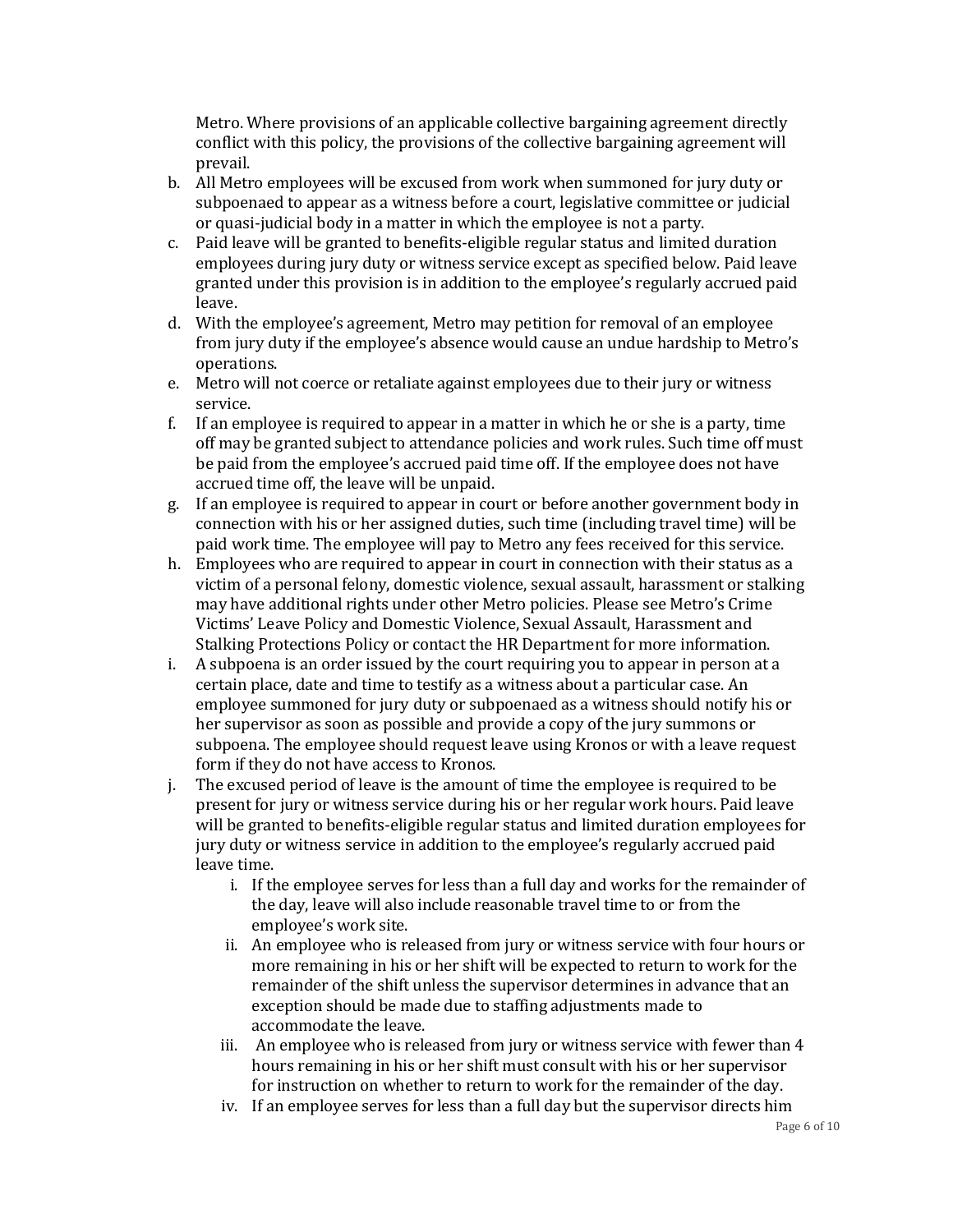Metro. Where provisions of an applicable collective bargaining agreement directly conflict with this policy, the provisions of the collective bargaining agreement will prevail.

b. All Metro employees will be excused from work when summoned for jury duty or subpoenaed to appear as a witness before a court, legislative committee or judicial or quasi-judicial body in a matter in which the employee is not a party.
c. Paid leave will be granted to benefits-eligible regular status and limited duration employees during jury duty or witness service except as specified below. Paid leave granted under this provision is in addition to the employee's regularly accrued paid leave.
d. With the employee's agreement, Metro may petition for removal of an employee from jury duty if the employee's absence would cause an undue hardship to Metro's operations.
e. Metro will not coerce or retaliate against employees due to their jury or witness service.
f. If an employee is required to appear in a matter in which he or she is a party, time off may be granted subject to attendance policies and work rules. Such time off must be paid from the employee's accrued paid time off. If the employee does not have accrued time off, the leave will be unpaid.
g. If an employee is required to appear in court or before another government body in connection with his or her assigned duties, such time (including travel time) will be paid work time. The employee will pay to Metro any fees received for this service.
h. Employees who are required to appear in court in connection with their status as a victim of a personal felony, domestic violence, sexual assault, harassment or stalking may have additional rights under other Metro policies. Please see Metro's Crime Victims' Leave Policy and Domestic Violence, Sexual Assault, Harassment and Stalking Protections Policy or contact the HR Department for more information.
i. A subpoena is an order issued by the court requiring you to appear in person at a certain place, date and time to testify as a witness about a particular case. An employee summoned for jury duty or subpoenaed as a witness should notify his or her supervisor as soon as possible and provide a copy of the jury summons or subpoena. The employee should request leave using Kronos or with a leave request form if they do not have access to Kronos.
j. The excused period of leave is the amount of time the employee is required to be present for jury or witness service during his or her regular work hours. Paid leave will be granted to benefits-eligible regular status and limited duration employees for jury duty or witness service in addition to the employee's regularly accrued paid leave time.
    i. If the employee serves for less than a full day and works for the remainder of the day, leave will also include reasonable travel time to or from the employee's work site.
    ii. An employee who is released from jury or witness service with four hours or more remaining in his or her shift will be expected to return to work for the remainder of the shift unless the supervisor determines in advance that an exception should be made due to staffing adjustments made to accommodate the leave.
    iii. An employee who is released from jury or witness service with fewer than 4 hours remaining in his or her shift must consult with his or her supervisor for instruction on whether to return to work for the remainder of the day.
    iv. If an employee serves for less than a full day but the supervisor directs him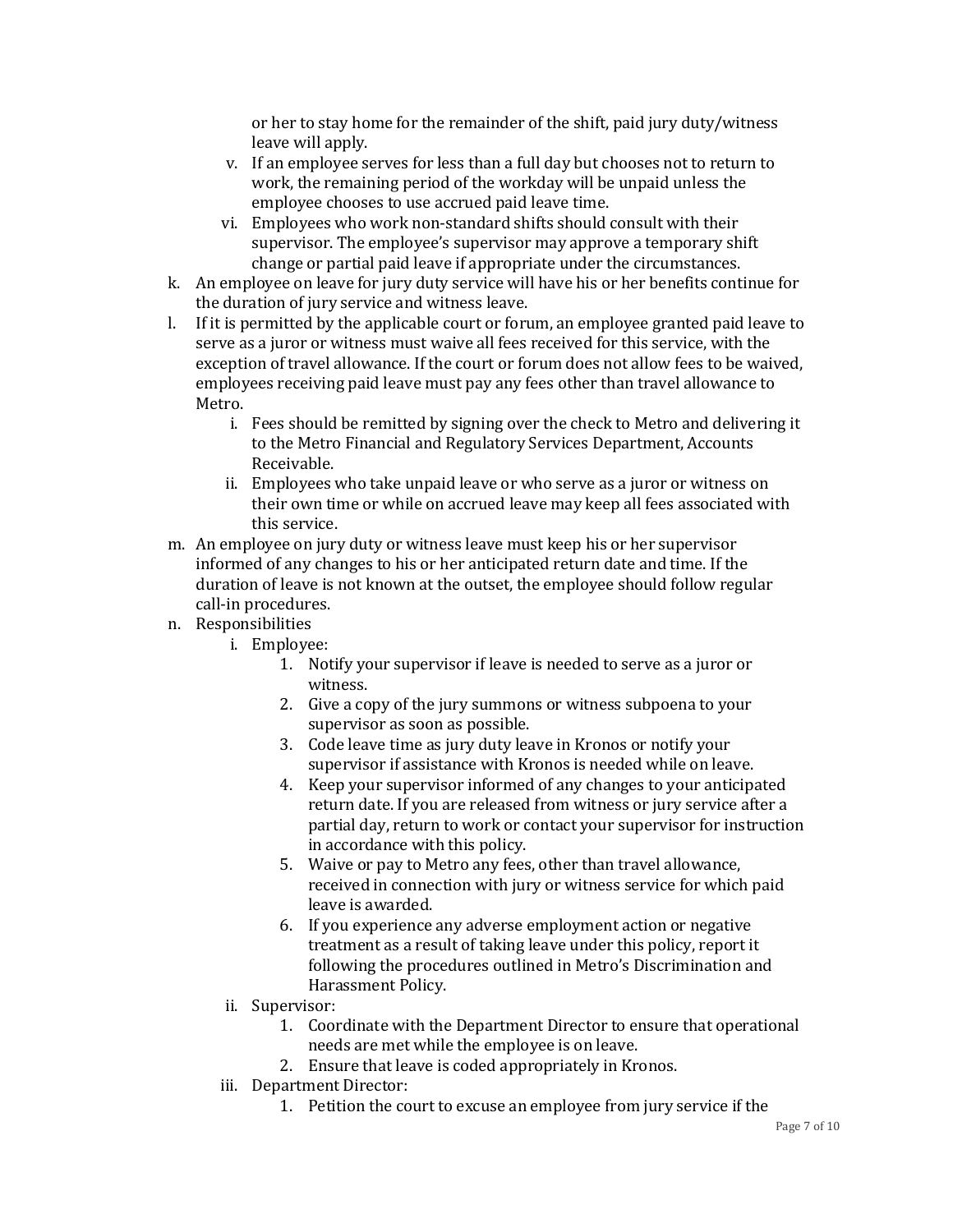or her to stay home for the remainder of the shift, paid jury duty/witness leave will apply.

v. If an employee serves for less than a full day but chooses not to return to work, the remaining period of the workday will be unpaid unless the employee chooses to use accrued paid leave time.

vi. Employees who work non-standard shifts should consult with their supervisor. The employee's supervisor may approve a temporary shift change or partial paid leave if appropriate under the circumstances.

k. An employee on leave for jury duty service will have his or her benefits continue for the duration of jury service and witness leave.

l. If it is permitted by the applicable court or forum, an employee granted paid leave to serve as a juror or witness must waive all fees received for this service, with the exception of travel allowance. If the court or forum does not allow fees to be waived, employees receiving paid leave must pay any fees other than travel allowance to Metro.

   i. Fees should be remitted by signing over the check to Metro and delivering it to the Metro Financial and Regulatory Services Department, Accounts Receivable.

   ii. Employees who take unpaid leave or who serve as a juror or witness on their own time or while on accrued leave may keep all fees associated with this service.

m. An employee on jury duty or witness leave must keep his or her supervisor informed of any changes to his or her anticipated return date and time. If the duration of leave is not known at the outset, the employee should follow regular call-in procedures.

n. Responsibilities

   i. Employee:

      1. Notify your supervisor if leave is needed to serve as a juror or witness.
      2. Give a copy of the jury summons or witness subpoena to your supervisor as soon as possible.
      3. Code leave time as jury duty leave in Kronos or notify your supervisor if assistance with Kronos is needed while on leave.
      4. Keep your supervisor informed of any changes to your anticipated return date. If you are released from witness or jury service after a partial day, return to work or contact your supervisor for instruction in accordance with this policy.
      5. Waive or pay to Metro any fees, other than travel allowance, received in connection with jury or witness service for which paid leave is awarded.
      6. If you experience any adverse employment action or negative treatment as a result of taking leave under this policy, report it following the procedures outlined in Metro's Discrimination and Harassment Policy.

   ii. Supervisor:

      1. Coordinate with the Department Director to ensure that operational needs are met while the employee is on leave.
      2. Ensure that leave is coded appropriately in Kronos.

   iii. Department Director:

      1. Petition the court to excuse an employee from jury service if the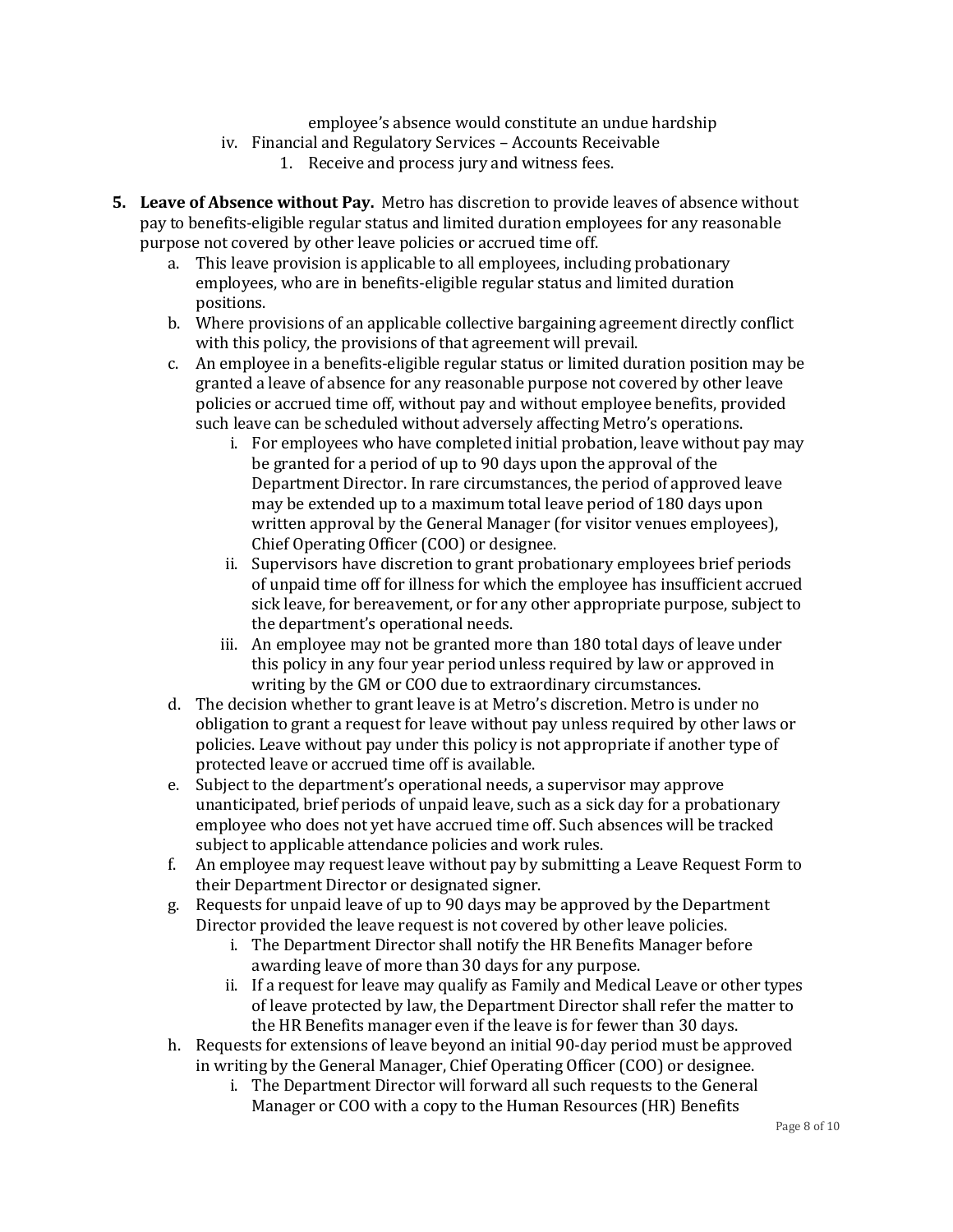employee's absence would constitute an undue hardship

iv. Financial and Regulatory Services – Accounts Receivable
   1. Receive and process jury and witness fees.

5. **Leave of Absence without Pay.** Metro has discretion to provide leaves of absence without pay to benefits-eligible regular status and limited duration employees for any reasonable purpose not covered by other leave policies or accrued time off.
   a. This leave provision is applicable to all employees, including probationary employees, who are in benefits-eligible regular status and limited duration positions.
   b. Where provisions of an applicable collective bargaining agreement directly conflict with this policy, the provisions of that agreement will prevail.
   c. An employee in a benefits-eligible regular status or limited duration position may be granted a leave of absence for any reasonable purpose not covered by other leave policies or accrued time off, without pay and without employee benefits, provided such leave can be scheduled without adversely affecting Metro's operations.
      i. For employees who have completed initial probation, leave without pay may be granted for a period of up to 90 days upon the approval of the Department Director. In rare circumstances, the period of approved leave may be extended up to a maximum total leave period of 180 days upon written approval by the General Manager (for visitor venues employees), Chief Operating Officer (COO) or designee.
      ii. Supervisors have discretion to grant probationary employees brief periods of unpaid time off for illness for which the employee has insufficient accrued sick leave, for bereavement, or for any other appropriate purpose, subject to the department's operational needs.
      iii. An employee may not be granted more than 180 total days of leave under this policy in any four year period unless required by law or approved in writing by the GM or COO due to extraordinary circumstances.
   d. The decision whether to grant leave is at Metro's discretion. Metro is under no obligation to grant a request for leave without pay unless required by other laws or policies. Leave without pay under this policy is not appropriate if another type of protected leave or accrued time off is available.
   e. Subject to the department's operational needs, a supervisor may approve unanticipated, brief periods of unpaid leave, such as a sick day for a probationary employee who does not yet have accrued time off. Such absences will be tracked subject to applicable attendance policies and work rules.
   f. An employee may request leave without pay by submitting a Leave Request Form to their Department Director or designated signer.
   g. Requests for unpaid leave of up to 90 days may be approved by the Department Director provided the leave request is not covered by other leave policies.
      i. The Department Director shall notify the HR Benefits Manager before awarding leave of more than 30 days for any purpose.
      ii. If a request for leave may qualify as Family and Medical Leave or other types of leave protected by law, the Department Director shall refer the matter to the HR Benefits manager even if the leave is for fewer than 30 days.
   h. Requests for extensions of leave beyond an initial 90-day period must be approved in writing by the General Manager, Chief Operating Officer (COO) or designee.
      i. The Department Director will forward all such requests to the General Manager or COO with a copy to the Human Resources (HR) Benefits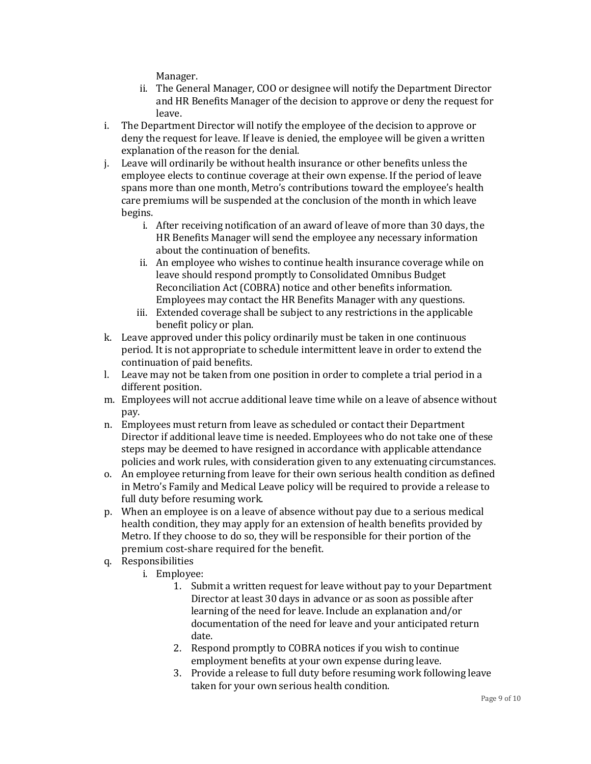Manager.

  ii. The General Manager, COO or designee will notify the Department Director and HR Benefits Manager of the decision to approve or deny the request for leave.

i. The Department Director will notify the employee of the decision to approve or deny the request for leave. If leave is denied, the employee will be given a written explanation of the reason for the denial.

j. Leave will ordinarily be without health insurance or other benefits unless the employee elects to continue coverage at their own expense. If the period of leave spans more than one month, Metro's contributions toward the employee's health care premiums will be suspended at the conclusion of the month in which leave begins.

  i. After receiving notification of an award of leave of more than 30 days, the HR Benefits Manager will send the employee any necessary information about the continuation of benefits.

  ii. An employee who wishes to continue health insurance coverage while on leave should respond promptly to Consolidated Omnibus Budget Reconciliation Act (COBRA) notice and other benefits information. Employees may contact the HR Benefits Manager with any questions.

  iii. Extended coverage shall be subject to any restrictions in the applicable benefit policy or plan.

k. Leave approved under this policy ordinarily must be taken in one continuous period. It is not appropriate to schedule intermittent leave in order to extend the continuation of paid benefits.

l. Leave may not be taken from one position in order to complete a trial period in a different position.

m. Employees will not accrue additional leave time while on a leave of absence without pay.

n. Employees must return from leave as scheduled or contact their Department Director if additional leave time is needed. Employees who do not take one of these steps may be deemed to have resigned in accordance with applicable attendance policies and work rules, with consideration given to any extenuating circumstances.

o. An employee returning from leave for their own serious health condition as defined in Metro's Family and Medical Leave policy will be required to provide a release to full duty before resuming work.

p. When an employee is on a leave of absence without pay due to a serious medical health condition, they may apply for an extension of health benefits provided by Metro. If they choose to do so, they will be responsible for their portion of the premium cost-share required for the benefit.

q. Responsibilities

  i. Employee:

    1. Submit a written request for leave without pay to your Department Director at least 30 days in advance or as soon as possible after learning of the need for leave. Include an explanation and/or documentation of the need for leave and your anticipated return date.
    2. Respond promptly to COBRA notices if you wish to continue employment benefits at your own expense during leave.
    3. Provide a release to full duty before resuming work following leave taken for your own serious health condition.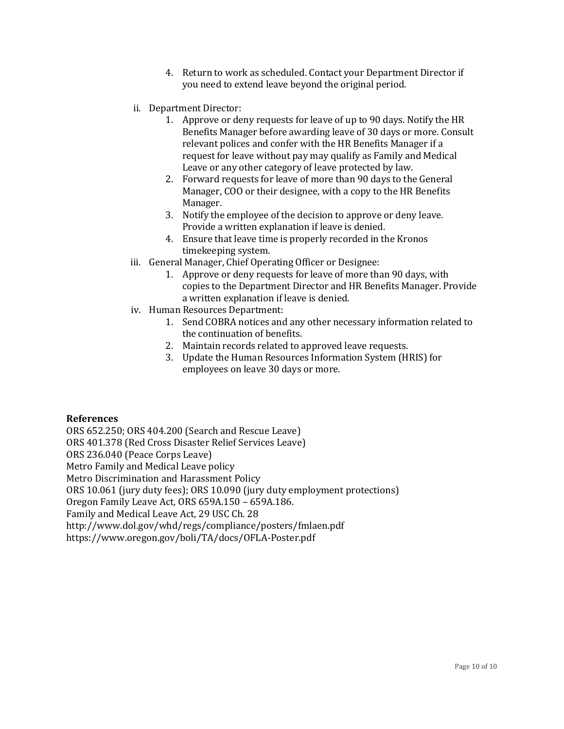4. Return to work as scheduled. Contact your Department Director if you need to extend leave beyond the original period.

ii. Department Director:

1. Approve or deny requests for leave of up to 90 days. Notify the HR Benefits Manager before awarding leave of 30 days or more. Consult relevant polices and confer with the HR Benefits Manager if a request for leave without pay may qualify as Family and Medical Leave or any other category of leave protected by law.
2. Forward requests for leave of more than 90 days to the General Manager, COO or their designee, with a copy to the HR Benefits Manager.
3. Notify the employee of the decision to approve or deny leave. Provide a written explanation if leave is denied.
4. Ensure that leave time is properly recorded in the Kronos timekeeping system.

iii. General Manager, Chief Operating Officer or Designee:

1. Approve or deny requests for leave of more than 90 days, with copies to the Department Director and HR Benefits Manager. Provide a written explanation if leave is denied.

iv. Human Resources Department:

1. Send COBRA notices and any other necessary information related to the continuation of benefits.
2. Maintain records related to approved leave requests.
3. Update the Human Resources Information System (HRIS) for employees on leave 30 days or more.

**References**

ORS 652.250; ORS 404.200 (Search and Rescue Leave)
ORS 401.378 (Red Cross Disaster Relief Services Leave)
ORS 236.040 (Peace Corps Leave)
Metro Family and Medical Leave policy
Metro Discrimination and Harassment Policy
ORS 10.061 (jury duty fees); ORS 10.090 (jury duty employment protections)
Oregon Family Leave Act, ORS 659A.150 – 659A.186.
Family and Medical Leave Act, 29 USC Ch. 28
http://www.dol.gov/whd/regs/compliance/posters/fmlaen.pdf
https://www.oregon.gov/boli/TA/docs/OFLA-Poster.pdf